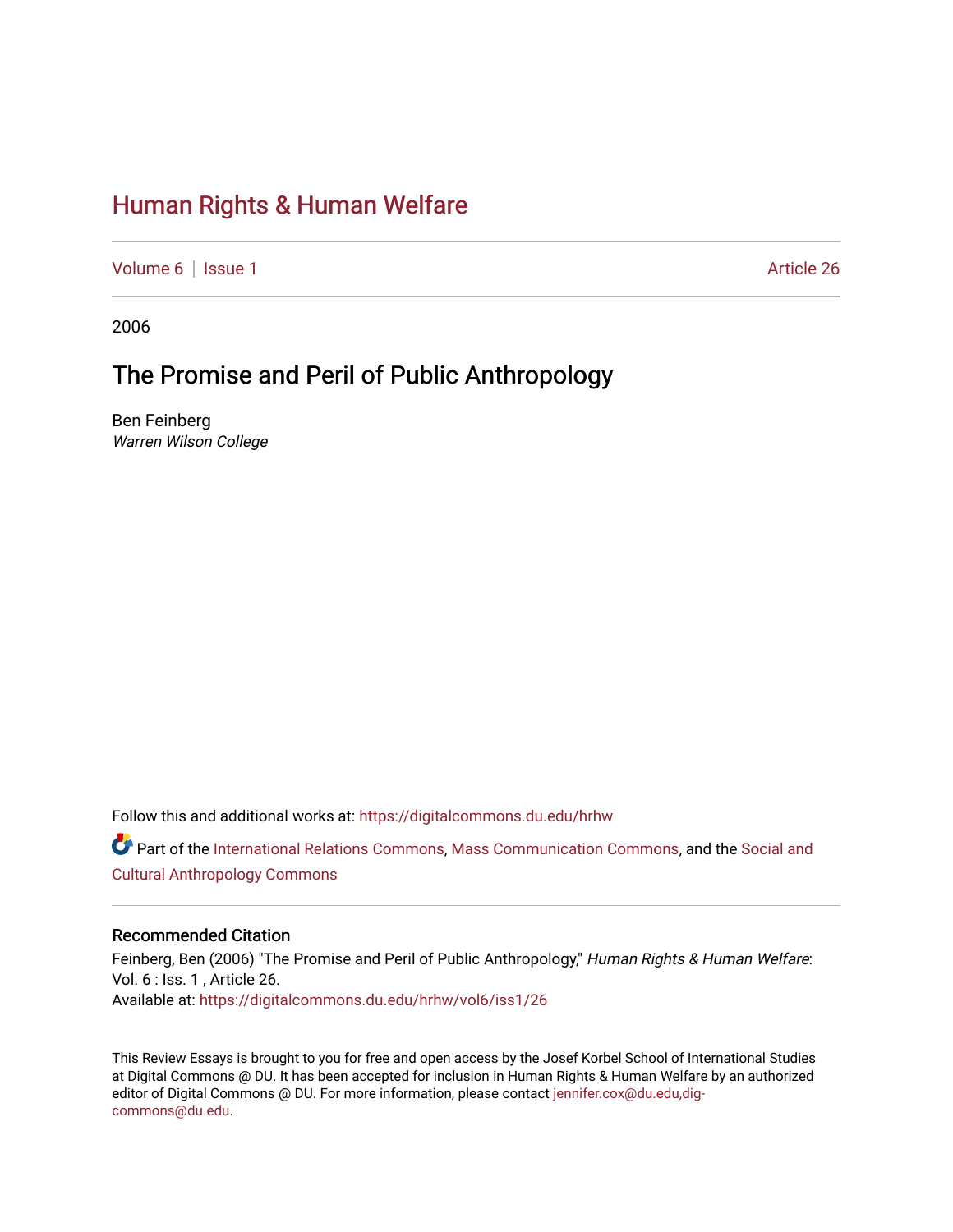# Human Rights & Human Welfare

Volume 6 | Issue 1 | Article 26

2006

## The Promise and Peril of Public Anthropology

Ben Feinberg
*Warren Wilson College*

Follow this and additional works at: https://digitalcommons.du.edu/hrhw

Part of the International Relations Commons, Mass Communication Commons, and the Social and Cultural Anthropology Commons

### Recommended Citation

Feinberg, Ben (2006) "The Promise and Peril of Public Anthropology," *Human Rights & Human Welfare*: Vol. 6 : Iss. 1 , Article 26.
Available at: https://digitalcommons.du.edu/hrhw/vol6/iss1/26

This Review Essays is brought to you for free and open access by the Josef Korbel School of International Studies at Digital Commons @ DU. It has been accepted for inclusion in Human Rights & Human Welfare by an authorized editor of Digital Commons @ DU. For more information, please contact jennifer.cox@du.edu,dig-commons@du.edu.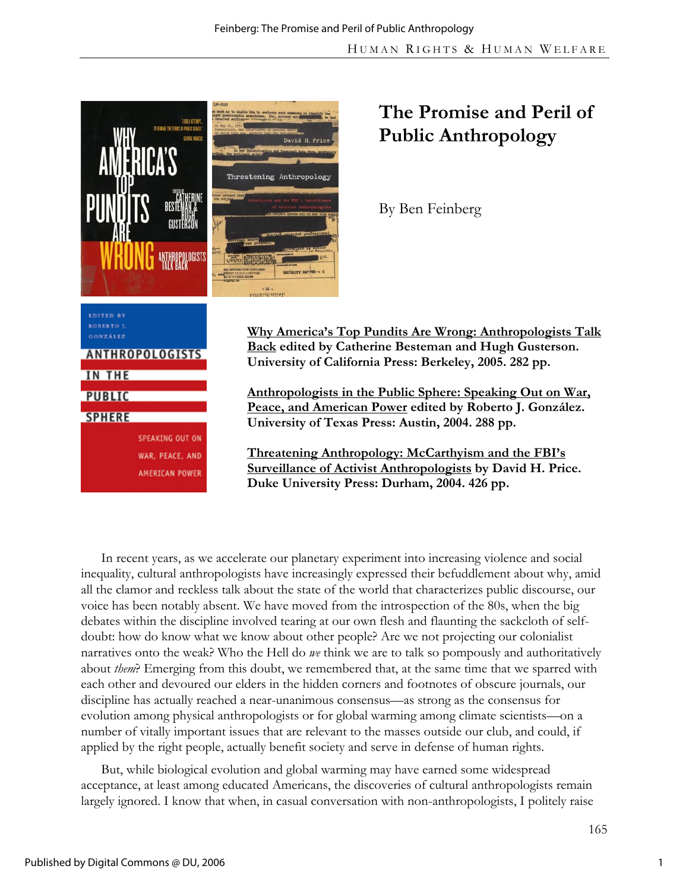# The Promise and Peril of Public Anthropology

By Ben Feinberg

**Why America's Top Pundits Are Wrong: Anthropologists Talk Back edited by Catherine Besteman and Hugh Gusterson. University of California Press: Berkeley, 2005. 282 pp.**

**Anthropologists in the Public Sphere: Speaking Out on War, Peace, and American Power edited by Roberto J. González. University of Texas Press: Austin, 2004. 288 pp.**

**Threatening Anthropology: McCarthyism and the FBI's Surveillance of Activist Anthropologists by David H. Price. Duke University Press: Durham, 2004. 426 pp.**

In recent years, as we accelerate our planetary experiment into increasing violence and social inequality, cultural anthropologists have increasingly expressed their befuddlement about why, amid all the clamor and reckless talk about the state of the world that characterizes public discourse, our voice has been notably absent. We have moved from the introspection of the 80s, when the big debates within the discipline involved tearing at our own flesh and flaunting the sackcloth of self-doubt: how do know what we know about other people? Are we not projecting our colonialist narratives onto the weak? Who the Hell do *we* think we are to talk so pompously and authoritatively about *them*? Emerging from this doubt, we remembered that, at the same time that we sparred with each other and devoured our elders in the hidden corners and footnotes of obscure journals, our discipline has actually reached a near-unanimous consensus—as strong as the consensus for evolution among physical anthropologists or for global warming among climate scientists—on a number of vitally important issues that are relevant to the masses outside our club, and could, if applied by the right people, actually benefit society and serve in defense of human rights.

But, while biological evolution and global warming may have earned some widespread acceptance, at least among educated Americans, the discoveries of cultural anthropologists remain largely ignored. I know that when, in casual conversation with non-anthropologists, I politely raise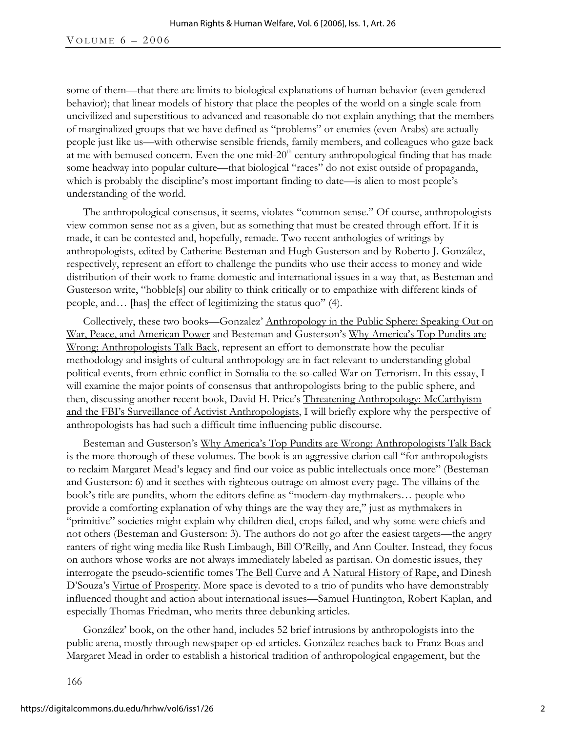some of them—that there are limits to biological explanations of human behavior (even gendered behavior); that linear models of history that place the peoples of the world on a single scale from uncivilized and superstitious to advanced and reasonable do not explain anything; that the members of marginalized groups that we have defined as "problems" or enemies (even Arabs) are actually people just like us—with otherwise sensible friends, family members, and colleagues who gaze back at me with bemused concern. Even the one mid-20th century anthropological finding that has made some headway into popular culture—that biological "races" do not exist outside of propaganda, which is probably the discipline's most important finding to date—is alien to most people's understanding of the world.

The anthropological consensus, it seems, violates "common sense." Of course, anthropologists view common sense not as a given, but as something that must be created through effort. If it is made, it can be contested and, hopefully, remade. Two recent anthologies of writings by anthropologists, edited by Catherine Besteman and Hugh Gusterson and by Roberto J. González, respectively, represent an effort to challenge the pundits who use their access to money and wide distribution of their work to frame domestic and international issues in a way that, as Besteman and Gusterson write, "hobble[s] our ability to think critically or to empathize with different kinds of people, and… [has] the effect of legitimizing the status quo" (4).

Collectively, these two books—Gonzalez' Anthropology in the Public Sphere: Speaking Out on War, Peace, and American Power and Besteman and Gusterson's Why America's Top Pundits are Wrong: Anthropologists Talk Back, represent an effort to demonstrate how the peculiar methodology and insights of cultural anthropology are in fact relevant to understanding global political events, from ethnic conflict in Somalia to the so-called War on Terrorism. In this essay, I will examine the major points of consensus that anthropologists bring to the public sphere, and then, discussing another recent book, David H. Price's Threatening Anthropology: McCarthyism and the FBI's Surveillance of Activist Anthropologists, I will briefly explore why the perspective of anthropologists has had such a difficult time influencing public discourse.

Besteman and Gusterson's Why America's Top Pundits are Wrong: Anthropologists Talk Back is the more thorough of these volumes. The book is an aggressive clarion call "for anthropologists to reclaim Margaret Mead's legacy and find our voice as public intellectuals once more" (Besteman and Gusterson: 6) and it seethes with righteous outrage on almost every page. The villains of the book's title are pundits, whom the editors define as "modern-day mythmakers… people who provide a comforting explanation of why things are the way they are," just as mythmakers in "primitive" societies might explain why children died, crops failed, and why some were chiefs and not others (Besteman and Gusterson: 3). The authors do not go after the easiest targets—the angry ranters of right wing media like Rush Limbaugh, Bill O'Reilly, and Ann Coulter. Instead, they focus on authors whose works are not always immediately labeled as partisan. On domestic issues, they interrogate the pseudo-scientific tomes The Bell Curve and A Natural History of Rape, and Dinesh D'Souza's Virtue of Prosperity. More space is devoted to a trio of pundits who have demonstrably influenced thought and action about international issues—Samuel Huntington, Robert Kaplan, and especially Thomas Friedman, who merits three debunking articles.

González' book, on the other hand, includes 52 brief intrusions by anthropologists into the public arena, mostly through newspaper op-ed articles. González reaches back to Franz Boas and Margaret Mead in order to establish a historical tradition of anthropological engagement, but the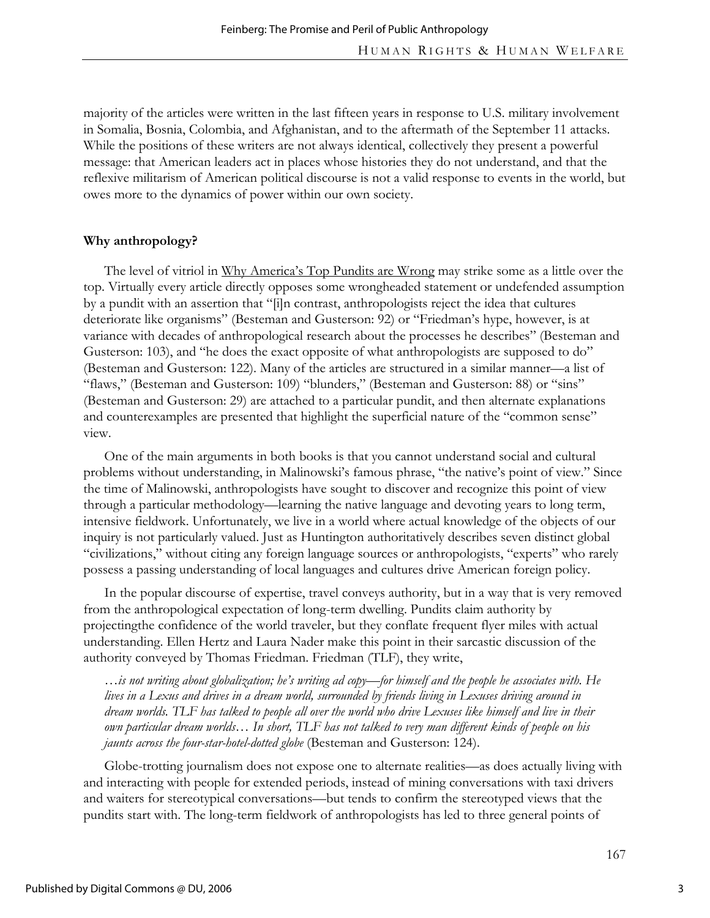majority of the articles were written in the last fifteen years in response to U.S. military involvement in Somalia, Bosnia, Colombia, and Afghanistan, and to the aftermath of the September 11 attacks. While the positions of these writers are not always identical, collectively they present a powerful message: that American leaders act in places whose histories they do not understand, and that the reflexive militarism of American political discourse is not a valid response to events in the world, but owes more to the dynamics of power within our own society.

**Why anthropology?**

The level of vitriol in Why America's Top Pundits are Wrong may strike some as a little over the top. Virtually every article directly opposes some wrongheaded statement or undefended assumption by a pundit with an assertion that "[i]n contrast, anthropologists reject the idea that cultures deteriorate like organisms" (Besteman and Gusterson: 92) or "Friedman's hype, however, is at variance with decades of anthropological research about the processes he describes" (Besteman and Gusterson: 103), and "he does the exact opposite of what anthropologists are supposed to do" (Besteman and Gusterson: 122). Many of the articles are structured in a similar manner—a list of "flaws," (Besteman and Gusterson: 109) "blunders," (Besteman and Gusterson: 88) or "sins" (Besteman and Gusterson: 29) are attached to a particular pundit, and then alternate explanations and counterexamples are presented that highlight the superficial nature of the "common sense" view.

One of the main arguments in both books is that you cannot understand social and cultural problems without understanding, in Malinowski's famous phrase, "the native's point of view." Since the time of Malinowski, anthropologists have sought to discover and recognize this point of view through a particular methodology—learning the native language and devoting years to long term, intensive fieldwork. Unfortunately, we live in a world where actual knowledge of the objects of our inquiry is not particularly valued. Just as Huntington authoritatively describes seven distinct global "civilizations," without citing any foreign language sources or anthropologists, "experts" who rarely possess a passing understanding of local languages and cultures drive American foreign policy.

In the popular discourse of expertise, travel conveys authority, but in a way that is very removed from the anthropological expectation of long-term dwelling. Pundits claim authority by projectingthe confidence of the world traveler, but they conflate frequent flyer miles with actual understanding. Ellen Hertz and Laura Nader make this point in their sarcastic discussion of the authority conveyed by Thomas Friedman. Friedman (TLF), they write,

> *…is not writing about globalization; he's writing ad copy—for himself and the people he associates with. He lives in a Lexus and drives in a dream world, surrounded by friends living in Lexuses driving around in dream worlds. TLF has talked to people all over the world who drive Lexuses like himself and live in their own particular dream worlds… In short, TLF has not talked to very man different kinds of people on his jaunts across the four-star-hotel-dotted globe* (Besteman and Gusterson: 124).

Globe-trotting journalism does not expose one to alternate realities—as does actually living with and interacting with people for extended periods, instead of mining conversations with taxi drivers and waiters for stereotypical conversations—but tends to confirm the stereotyped views that the pundits start with. The long-term fieldwork of anthropologists has led to three general points of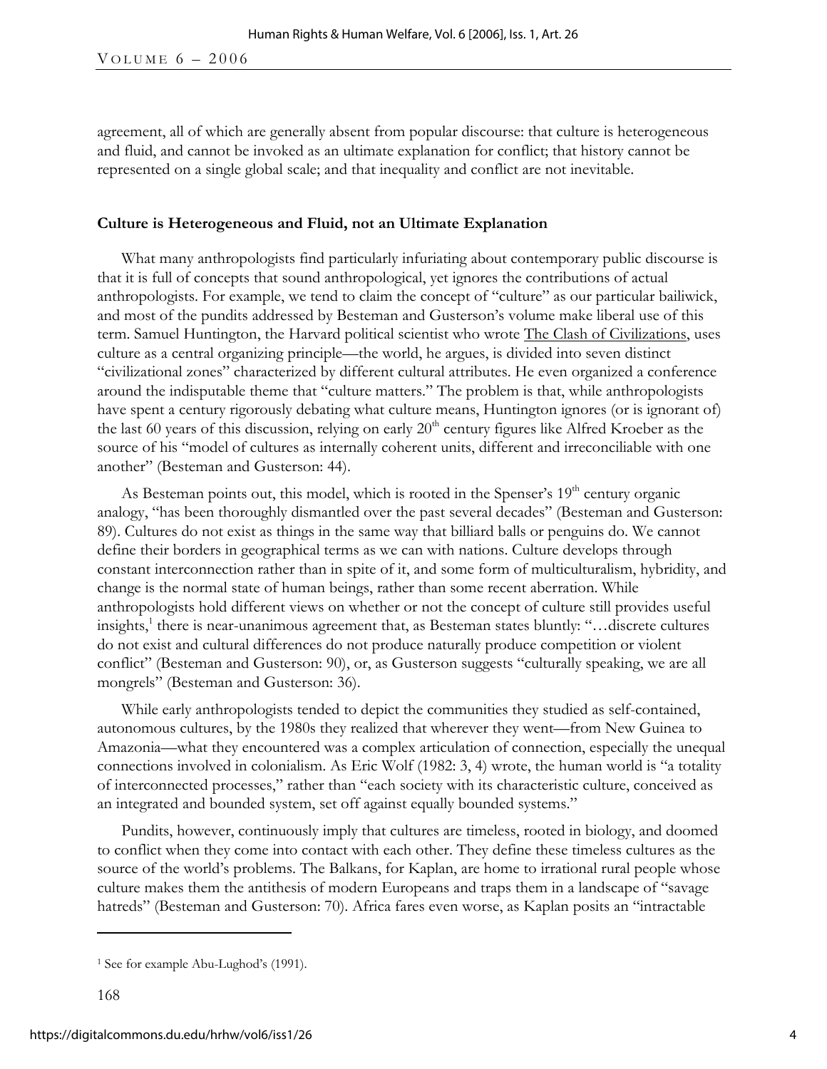agreement, all of which are generally absent from popular discourse: that culture is heterogeneous and fluid, and cannot be invoked as an ultimate explanation for conflict; that history cannot be represented on a single global scale; and that inequality and conflict are not inevitable.

**Culture is Heterogeneous and Fluid, not an Ultimate Explanation**

What many anthropologists find particularly infuriating about contemporary public discourse is that it is full of concepts that sound anthropological, yet ignores the contributions of actual anthropologists. For example, we tend to claim the concept of "culture" as our particular bailiwick, and most of the pundits addressed by Besteman and Gusterson's volume make liberal use of this term. Samuel Huntington, the Harvard political scientist who wrote The Clash of Civilizations, uses culture as a central organizing principle—the world, he argues, is divided into seven distinct "civilizational zones" characterized by different cultural attributes. He even organized a conference around the indisputable theme that "culture matters." The problem is that, while anthropologists have spent a century rigorously debating what culture means, Huntington ignores (or is ignorant of) the last 60 years of this discussion, relying on early 20th century figures like Alfred Kroeber as the source of his "model of cultures as internally coherent units, different and irreconciliable with one another" (Besteman and Gusterson: 44).

As Besteman points out, this model, which is rooted in the Spenser's 19th century organic analogy, "has been thoroughly dismantled over the past several decades" (Besteman and Gusterson: 89). Cultures do not exist as things in the same way that billiard balls or penguins do. We cannot define their borders in geographical terms as we can with nations. Culture develops through constant interconnection rather than in spite of it, and some form of multiculturalism, hybridity, and change is the normal state of human beings, rather than some recent aberration. While anthropologists hold different views on whether or not the concept of culture still provides useful insights,[1] there is near-unanimous agreement that, as Besteman states bluntly: "…discrete cultures do not exist and cultural differences do not produce naturally produce competition or violent conflict" (Besteman and Gusterson: 90), or, as Gusterson suggests "culturally speaking, we are all mongrels" (Besteman and Gusterson: 36).

While early anthropologists tended to depict the communities they studied as self-contained, autonomous cultures, by the 1980s they realized that wherever they went—from New Guinea to Amazonia—what they encountered was a complex articulation of connection, especially the unequal connections involved in colonialism. As Eric Wolf (1982: 3, 4) wrote, the human world is "a totality of interconnected processes," rather than "each society with its characteristic culture, conceived as an integrated and bounded system, set off against equally bounded systems."

Pundits, however, continuously imply that cultures are timeless, rooted in biology, and doomed to conflict when they come into contact with each other. They define these timeless cultures as the source of the world's problems. The Balkans, for Kaplan, are home to irrational rural people whose culture makes them the antithesis of modern Europeans and traps them in a landscape of "savage hatreds" (Besteman and Gusterson: 70). Africa fares even worse, as Kaplan posits an "intractable

[1] See for example Abu-Lughod's (1991).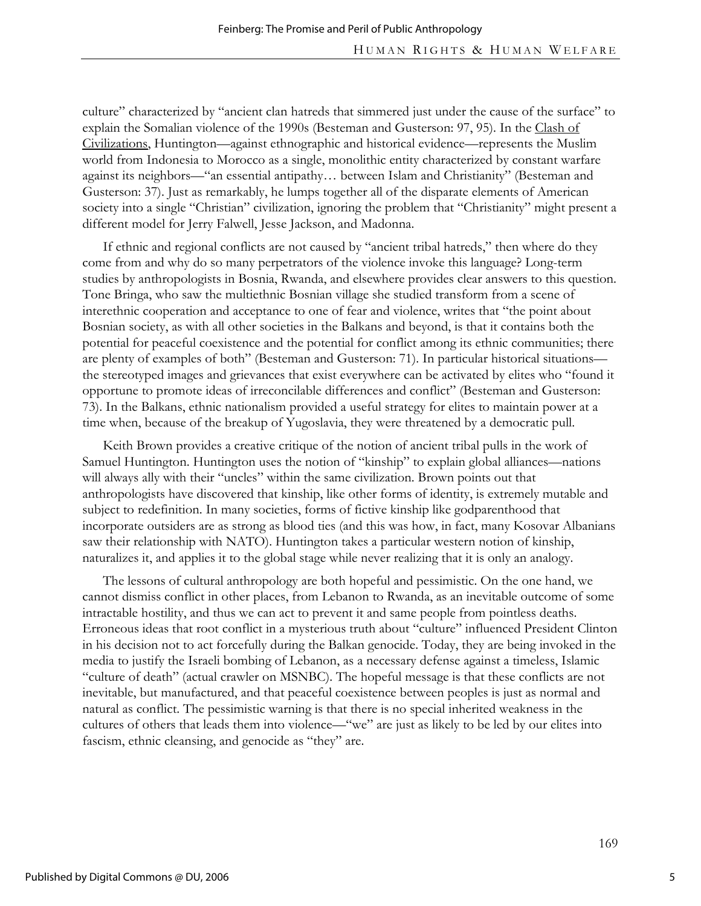culture" characterized by "ancient clan hatreds that simmered just under the cause of the surface" to explain the Somalian violence of the 1990s (Besteman and Gusterson: 97, 95). In the Clash of Civilizations, Huntington—against ethnographic and historical evidence—represents the Muslim world from Indonesia to Morocco as a single, monolithic entity characterized by constant warfare against its neighbors—"an essential antipathy… between Islam and Christianity" (Besteman and Gusterson: 37). Just as remarkably, he lumps together all of the disparate elements of American society into a single "Christian" civilization, ignoring the problem that "Christianity" might present a different model for Jerry Falwell, Jesse Jackson, and Madonna.

If ethnic and regional conflicts are not caused by "ancient tribal hatreds," then where do they come from and why do so many perpetrators of the violence invoke this language? Long-term studies by anthropologists in Bosnia, Rwanda, and elsewhere provides clear answers to this question. Tone Bringa, who saw the multiethnic Bosnian village she studied transform from a scene of interethnic cooperation and acceptance to one of fear and violence, writes that "the point about Bosnian society, as with all other societies in the Balkans and beyond, is that it contains both the potential for peaceful coexistence and the potential for conflict among its ethnic communities; there are plenty of examples of both" (Besteman and Gusterson: 71). In particular historical situations—the stereotyped images and grievances that exist everywhere can be activated by elites who "found it opportune to promote ideas of irreconcilable differences and conflict" (Besteman and Gusterson: 73). In the Balkans, ethnic nationalism provided a useful strategy for elites to maintain power at a time when, because of the breakup of Yugoslavia, they were threatened by a democratic pull.

Keith Brown provides a creative critique of the notion of ancient tribal pulls in the work of Samuel Huntington. Huntington uses the notion of "kinship" to explain global alliances—nations will always ally with their "uncles" within the same civilization. Brown points out that anthropologists have discovered that kinship, like other forms of identity, is extremely mutable and subject to redefinition. In many societies, forms of fictive kinship like godparenthood that incorporate outsiders are as strong as blood ties (and this was how, in fact, many Kosovar Albanians saw their relationship with NATO). Huntington takes a particular western notion of kinship, naturalizes it, and applies it to the global stage while never realizing that it is only an analogy.

The lessons of cultural anthropology are both hopeful and pessimistic. On the one hand, we cannot dismiss conflict in other places, from Lebanon to Rwanda, as an inevitable outcome of some intractable hostility, and thus we can act to prevent it and same people from pointless deaths. Erroneous ideas that root conflict in a mysterious truth about "culture" influenced President Clinton in his decision not to act forcefully during the Balkan genocide. Today, they are being invoked in the media to justify the Israeli bombing of Lebanon, as a necessary defense against a timeless, Islamic "culture of death" (actual crawler on MSNBC). The hopeful message is that these conflicts are not inevitable, but manufactured, and that peaceful coexistence between peoples is just as normal and natural as conflict. The pessimistic warning is that there is no special inherited weakness in the cultures of others that leads them into violence—"we" are just as likely to be led by our elites into fascism, ethnic cleansing, and genocide as "they" are.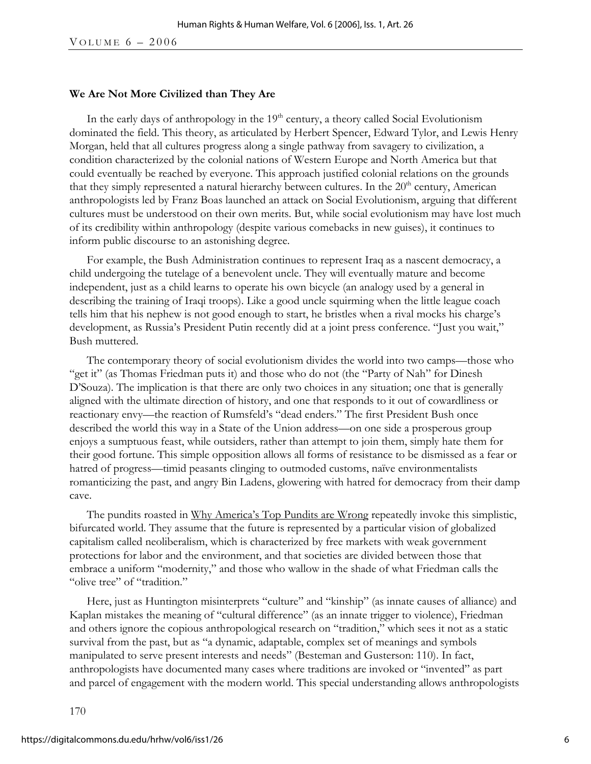**We Are Not More Civilized than They Are**

In the early days of anthropology in the 19th century, a theory called Social Evolutionism dominated the field. This theory, as articulated by Herbert Spencer, Edward Tylor, and Lewis Henry Morgan, held that all cultures progress along a single pathway from savagery to civilization, a condition characterized by the colonial nations of Western Europe and North America but that could eventually be reached by everyone. This approach justified colonial relations on the grounds that they simply represented a natural hierarchy between cultures. In the 20th century, American anthropologists led by Franz Boas launched an attack on Social Evolutionism, arguing that different cultures must be understood on their own merits. But, while social evolutionism may have lost much of its credibility within anthropology (despite various comebacks in new guises), it continues to inform public discourse to an astonishing degree.

For example, the Bush Administration continues to represent Iraq as a nascent democracy, a child undergoing the tutelage of a benevolent uncle. They will eventually mature and become independent, just as a child learns to operate his own bicycle (an analogy used by a general in describing the training of Iraqi troops). Like a good uncle squirming when the little league coach tells him that his nephew is not good enough to start, he bristles when a rival mocks his charge's development, as Russia's President Putin recently did at a joint press conference. "Just you wait," Bush muttered.

The contemporary theory of social evolutionism divides the world into two camps—those who "get it" (as Thomas Friedman puts it) and those who do not (the "Party of Nah" for Dinesh D'Souza). The implication is that there are only two choices in any situation; one that is generally aligned with the ultimate direction of history, and one that responds to it out of cowardliness or reactionary envy—the reaction of Rumsfeld's "dead enders." The first President Bush once described the world this way in a State of the Union address—on one side a prosperous group enjoys a sumptuous feast, while outsiders, rather than attempt to join them, simply hate them for their good fortune. This simple opposition allows all forms of resistance to be dismissed as a fear or hatred of progress—timid peasants clinging to outmoded customs, naïve environmentalists romanticizing the past, and angry Bin Ladens, glowering with hatred for democracy from their damp cave.

The pundits roasted in Why America's Top Pundits are Wrong repeatedly invoke this simplistic, bifurcated world. They assume that the future is represented by a particular vision of globalized capitalism called neoliberalism, which is characterized by free markets with weak government protections for labor and the environment, and that societies are divided between those that embrace a uniform "modernity," and those who wallow in the shade of what Friedman calls the "olive tree" of "tradition."

Here, just as Huntington misinterprets "culture" and "kinship" (as innate causes of alliance) and Kaplan mistakes the meaning of "cultural difference" (as an innate trigger to violence), Friedman and others ignore the copious anthropological research on "tradition," which sees it not as a static survival from the past, but as "a dynamic, adaptable, complex set of meanings and symbols manipulated to serve present interests and needs" (Besteman and Gusterson: 110). In fact, anthropologists have documented many cases where traditions are invoked or "invented" as part and parcel of engagement with the modern world. This special understanding allows anthropologists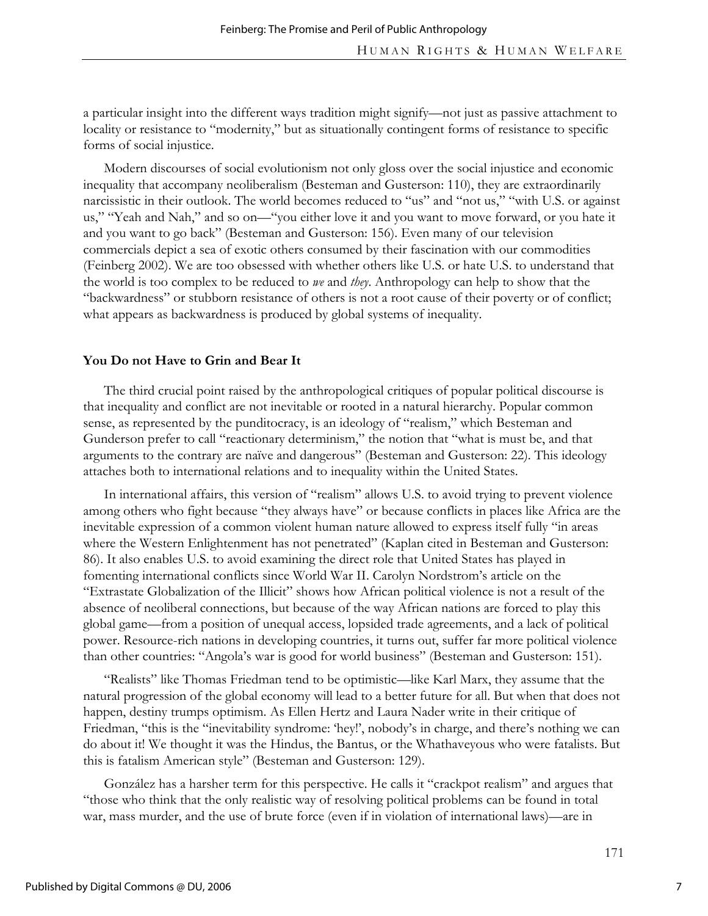a particular insight into the different ways tradition might signify—not just as passive attachment to locality or resistance to "modernity," but as situationally contingent forms of resistance to specific forms of social injustice.

Modern discourses of social evolutionism not only gloss over the social injustice and economic inequality that accompany neoliberalism (Besteman and Gusterson: 110), they are extraordinarily narcissistic in their outlook. The world becomes reduced to "us" and "not us," "with U.S. or against us," "Yeah and Nah," and so on—"you either love it and you want to move forward, or you hate it and you want to go back" (Besteman and Gusterson: 156). Even many of our television commercials depict a sea of exotic others consumed by their fascination with our commodities (Feinberg 2002). We are too obsessed with whether others like U.S. or hate U.S. to understand that the world is too complex to be reduced to *we* and *they*. Anthropology can help to show that the "backwardness" or stubborn resistance of others is not a root cause of their poverty or of conflict; what appears as backwardness is produced by global systems of inequality.

**You Do not Have to Grin and Bear It**

The third crucial point raised by the anthropological critiques of popular political discourse is that inequality and conflict are not inevitable or rooted in a natural hierarchy. Popular common sense, as represented by the punditocracy, is an ideology of "realism," which Besteman and Gunderson prefer to call "reactionary determinism," the notion that "what is must be, and that arguments to the contrary are naïve and dangerous" (Besteman and Gusterson: 22). This ideology attaches both to international relations and to inequality within the United States.

In international affairs, this version of "realism" allows U.S. to avoid trying to prevent violence among others who fight because "they always have" or because conflicts in places like Africa are the inevitable expression of a common violent human nature allowed to express itself fully "in areas where the Western Enlightenment has not penetrated" (Kaplan cited in Besteman and Gusterson: 86). It also enables U.S. to avoid examining the direct role that United States has played in fomenting international conflicts since World War II. Carolyn Nordstrom's article on the "Extrastate Globalization of the Illicit" shows how African political violence is not a result of the absence of neoliberal connections, but because of the way African nations are forced to play this global game—from a position of unequal access, lopsided trade agreements, and a lack of political power. Resource-rich nations in developing countries, it turns out, suffer far more political violence than other countries: "Angola's war is good for world business" (Besteman and Gusterson: 151).

"Realists" like Thomas Friedman tend to be optimistic—like Karl Marx, they assume that the natural progression of the global economy will lead to a better future for all. But when that does not happen, destiny trumps optimism. As Ellen Hertz and Laura Nader write in their critique of Friedman, "this is the "inevitability syndrome: 'hey!', nobody's in charge, and there's nothing we can do about it! We thought it was the Hindus, the Bantus, or the Whathaveyous who were fatalists. But this is fatalism American style" (Besteman and Gusterson: 129).

González has a harsher term for this perspective. He calls it "crackpot realism" and argues that "those who think that the only realistic way of resolving political problems can be found in total war, mass murder, and the use of brute force (even if in violation of international laws)—are in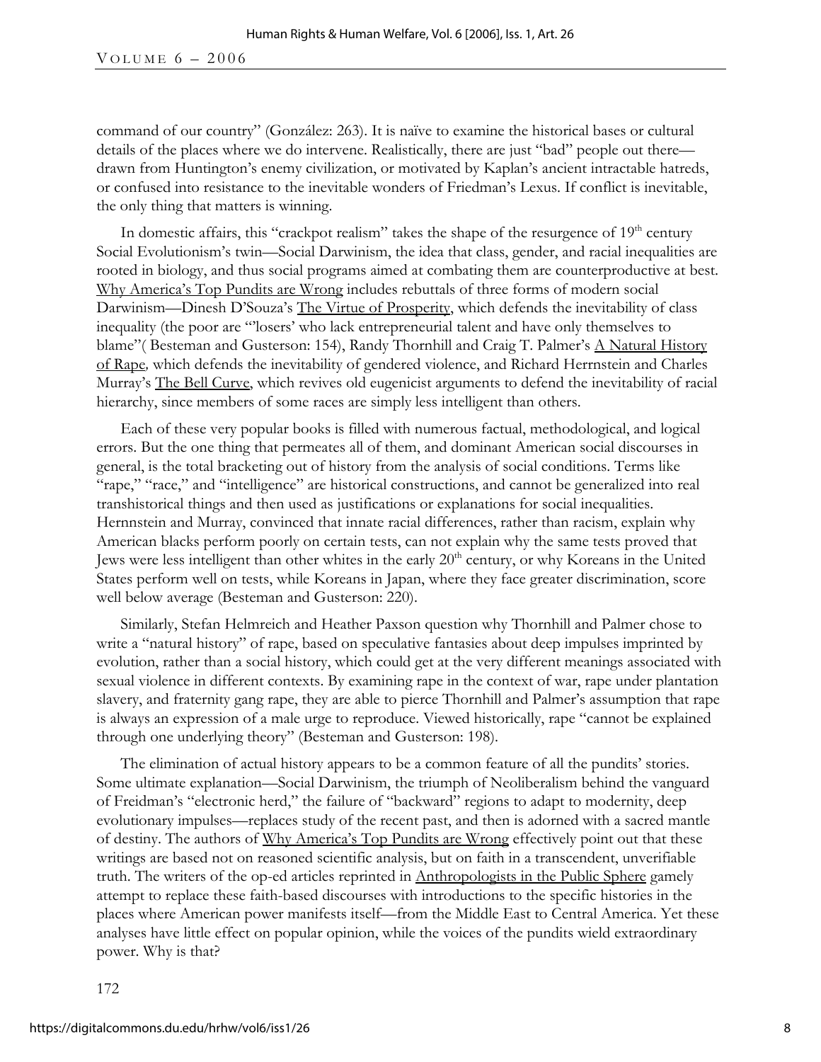command of our country" (González: 263). It is naïve to examine the historical bases or cultural details of the places where we do intervene. Realistically, there are just "bad" people out there—drawn from Huntington's enemy civilization, or motivated by Kaplan's ancient intractable hatreds, or confused into resistance to the inevitable wonders of Friedman's Lexus. If conflict is inevitable, the only thing that matters is winning.

In domestic affairs, this "crackpot realism" takes the shape of the resurgence of 19th century Social Evolutionism's twin—Social Darwinism, the idea that class, gender, and racial inequalities are rooted in biology, and thus social programs aimed at combating them are counterproductive at best. Why America's Top Pundits are Wrong includes rebuttals of three forms of modern social Darwinism—Dinesh D'Souza's The Virtue of Prosperity, which defends the inevitability of class inequality (the poor are "'losers' who lack entrepreneurial talent and have only themselves to blame"( Besteman and Gusterson: 154), Randy Thornhill and Craig T. Palmer's A Natural History of Rape, which defends the inevitability of gendered violence, and Richard Herrnstein and Charles Murray's The Bell Curve, which revives old eugenicist arguments to defend the inevitability of racial hierarchy, since members of some races are simply less intelligent than others.

Each of these very popular books is filled with numerous factual, methodological, and logical errors. But the one thing that permeates all of them, and dominant American social discourses in general, is the total bracketing out of history from the analysis of social conditions. Terms like "rape," "race," and "intelligence" are historical constructions, and cannot be generalized into real transhistorical things and then used as justifications or explanations for social inequalities. Hernnstein and Murray, convinced that innate racial differences, rather than racism, explain why American blacks perform poorly on certain tests, can not explain why the same tests proved that Jews were less intelligent than other whites in the early 20th century, or why Koreans in the United States perform well on tests, while Koreans in Japan, where they face greater discrimination, score well below average (Besteman and Gusterson: 220).

Similarly, Stefan Helmreich and Heather Paxson question why Thornhill and Palmer chose to write a "natural history" of rape, based on speculative fantasies about deep impulses imprinted by evolution, rather than a social history, which could get at the very different meanings associated with sexual violence in different contexts. By examining rape in the context of war, rape under plantation slavery, and fraternity gang rape, they are able to pierce Thornhill and Palmer's assumption that rape is always an expression of a male urge to reproduce. Viewed historically, rape "cannot be explained through one underlying theory" (Besteman and Gusterson: 198).

The elimination of actual history appears to be a common feature of all the pundits' stories. Some ultimate explanation—Social Darwinism, the triumph of Neoliberalism behind the vanguard of Freidman's "electronic herd," the failure of "backward" regions to adapt to modernity, deep evolutionary impulses—replaces study of the recent past, and then is adorned with a sacred mantle of destiny. The authors of Why America's Top Pundits are Wrong effectively point out that these writings are based not on reasoned scientific analysis, but on faith in a transcendent, unverifiable truth. The writers of the op-ed articles reprinted in Anthropologists in the Public Sphere gamely attempt to replace these faith-based discourses with introductions to the specific histories in the places where American power manifests itself—from the Middle East to Central America. Yet these analyses have little effect on popular opinion, while the voices of the pundits wield extraordinary power. Why is that?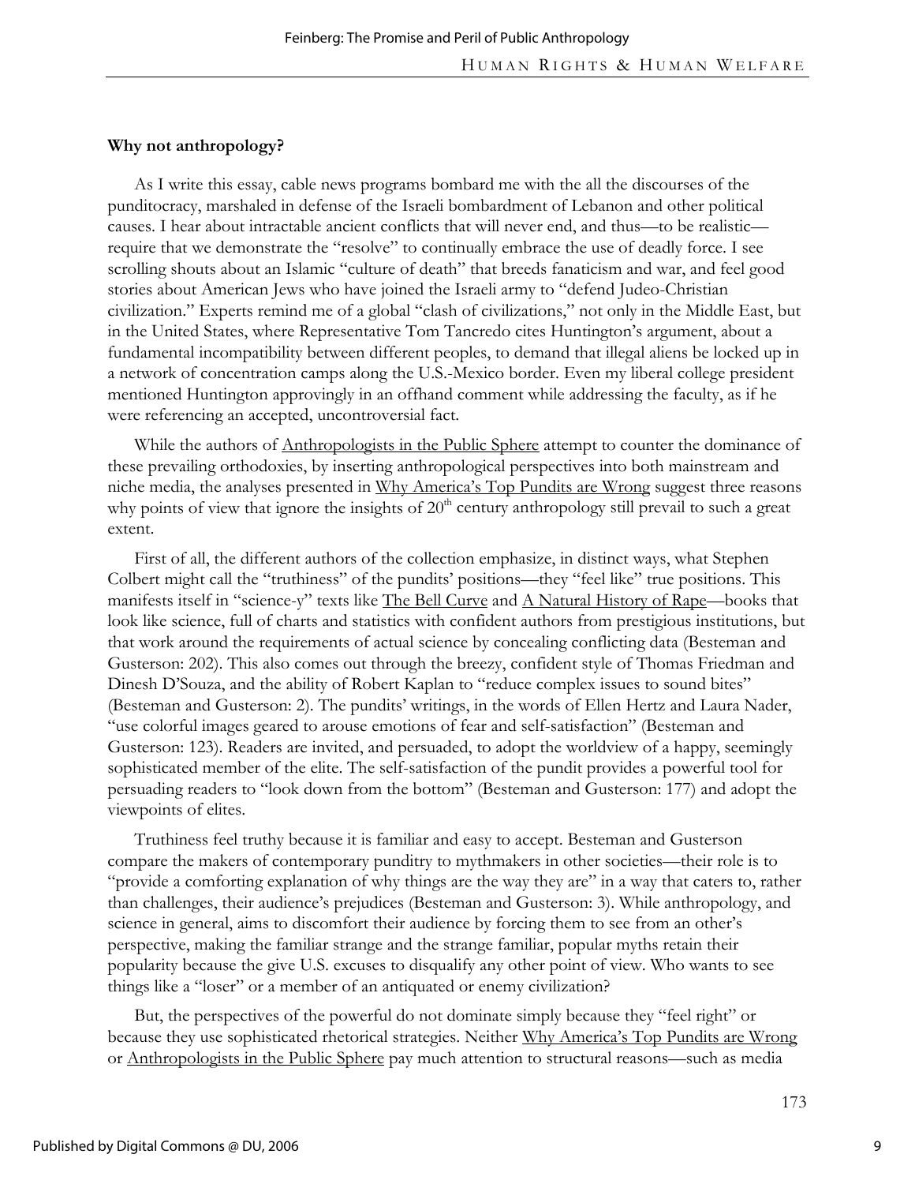**Why not anthropology?**

As I write this essay, cable news programs bombard me with the all the discourses of the punditocracy, marshaled in defense of the Israeli bombardment of Lebanon and other political causes. I hear about intractable ancient conflicts that will never end, and thus—to be realistic—require that we demonstrate the "resolve" to continually embrace the use of deadly force. I see scrolling shouts about an Islamic "culture of death" that breeds fanaticism and war, and feel good stories about American Jews who have joined the Israeli army to "defend Judeo-Christian civilization." Experts remind me of a global "clash of civilizations," not only in the Middle East, but in the United States, where Representative Tom Tancredo cites Huntington's argument, about a fundamental incompatibility between different peoples, to demand that illegal aliens be locked up in a network of concentration camps along the U.S.-Mexico border. Even my liberal college president mentioned Huntington approvingly in an offhand comment while addressing the faculty, as if he were referencing an accepted, uncontroversial fact.

While the authors of Anthropologists in the Public Sphere attempt to counter the dominance of these prevailing orthodoxies, by inserting anthropological perspectives into both mainstream and niche media, the analyses presented in Why America's Top Pundits are Wrong suggest three reasons why points of view that ignore the insights of 20th century anthropology still prevail to such a great extent.

First of all, the different authors of the collection emphasize, in distinct ways, what Stephen Colbert might call the "truthiness" of the pundits' positions—they "feel like" true positions. This manifests itself in "science-y" texts like The Bell Curve and A Natural History of Rape—books that look like science, full of charts and statistics with confident authors from prestigious institutions, but that work around the requirements of actual science by concealing conflicting data (Besteman and Gusterson: 202). This also comes out through the breezy, confident style of Thomas Friedman and Dinesh D'Souza, and the ability of Robert Kaplan to "reduce complex issues to sound bites" (Besteman and Gusterson: 2). The pundits' writings, in the words of Ellen Hertz and Laura Nader, "use colorful images geared to arouse emotions of fear and self-satisfaction" (Besteman and Gusterson: 123). Readers are invited, and persuaded, to adopt the worldview of a happy, seemingly sophisticated member of the elite. The self-satisfaction of the pundit provides a powerful tool for persuading readers to "look down from the bottom" (Besteman and Gusterson: 177) and adopt the viewpoints of elites.

Truthiness feel truthy because it is familiar and easy to accept. Besteman and Gusterson compare the makers of contemporary punditry to mythmakers in other societies—their role is to "provide a comforting explanation of why things are the way they are" in a way that caters to, rather than challenges, their audience's prejudices (Besteman and Gusterson: 3). While anthropology, and science in general, aims to discomfort their audience by forcing them to see from an other's perspective, making the familiar strange and the strange familiar, popular myths retain their popularity because the give U.S. excuses to disqualify any other point of view. Who wants to see things like a "loser" or a member of an antiquated or enemy civilization?

But, the perspectives of the powerful do not dominate simply because they "feel right" or because they use sophisticated rhetorical strategies. Neither Why America's Top Pundits are Wrong or Anthropologists in the Public Sphere pay much attention to structural reasons—such as media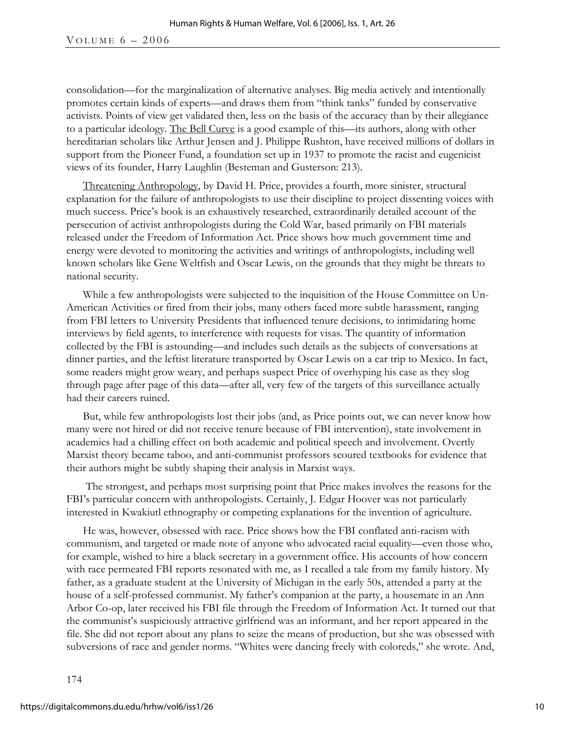consolidation—for the marginalization of alternative analyses. Big media actively and intentionally promotes certain kinds of experts—and draws them from "think tanks" funded by conservative activists. Points of view get validated then, less on the basis of the accuracy than by their allegiance to a particular ideology. The Bell Curve is a good example of this—its authors, along with other hereditarian scholars like Arthur Jensen and J. Philippe Rushton, have received millions of dollars in support from the Pioneer Fund, a foundation set up in 1937 to promote the racist and eugenicist views of its founder, Harry Laughlin (Besteman and Gusterson: 213).

Threatening Anthropology, by David H. Price, provides a fourth, more sinister, structural explanation for the failure of anthropologists to use their discipline to project dissenting voices with much success. Price's book is an exhaustively researched, extraordinarily detailed account of the persecution of activist anthropologists during the Cold War, based primarily on FBI materials released under the Freedom of Information Act. Price shows how much government time and energy were devoted to monitoring the activities and writings of anthropologists, including well known scholars like Gene Weltfish and Oscar Lewis, on the grounds that they might be threats to national security.

While a few anthropologists were subjected to the inquisition of the House Committee on Un-American Activities or fired from their jobs, many others faced more subtle harassment, ranging from FBI letters to University Presidents that influenced tenure decisions, to intimidating home interviews by field agents, to interference with requests for visas. The quantity of information collected by the FBI is astounding—and includes such details as the subjects of conversations at dinner parties, and the leftist literature transported by Oscar Lewis on a car trip to Mexico. In fact, some readers might grow weary, and perhaps suspect Price of overhyping his case as they slog through page after page of this data—after all, very few of the targets of this surveillance actually had their careers ruined.

But, while few anthropologists lost their jobs (and, as Price points out, we can never know how many were not hired or did not receive tenure because of FBI intervention), state involvement in academics had a chilling effect on both academic and political speech and involvement. Overtly Marxist theory became taboo, and anti-communist professors scoured textbooks for evidence that their authors might be subtly shaping their analysis in Marxist ways.

The strongest, and perhaps most surprising point that Price makes involves the reasons for the FBI's particular concern with anthropologists. Certainly, J. Edgar Hoover was not particularly interested in Kwakiutl ethnography or competing explanations for the invention of agriculture.

He was, however, obsessed with race. Price shows how the FBI conflated anti-racism with communism, and targeted or made note of anyone who advocated racial equality—even those who, for example, wished to hire a black secretary in a government office. His accounts of how concern with race permeated FBI reports resonated with me, as I recalled a tale from my family history. My father, as a graduate student at the University of Michigan in the early 50s, attended a party at the house of a self-professed communist. My father's companion at the party, a housemate in an Ann Arbor Co-op, later received his FBI file through the Freedom of Information Act. It turned out that the communist's suspiciously attractive girlfriend was an informant, and her report appeared in the file. She did not report about any plans to seize the means of production, but she was obsessed with subversions of race and gender norms. "Whites were dancing freely with coloreds," she wrote. And,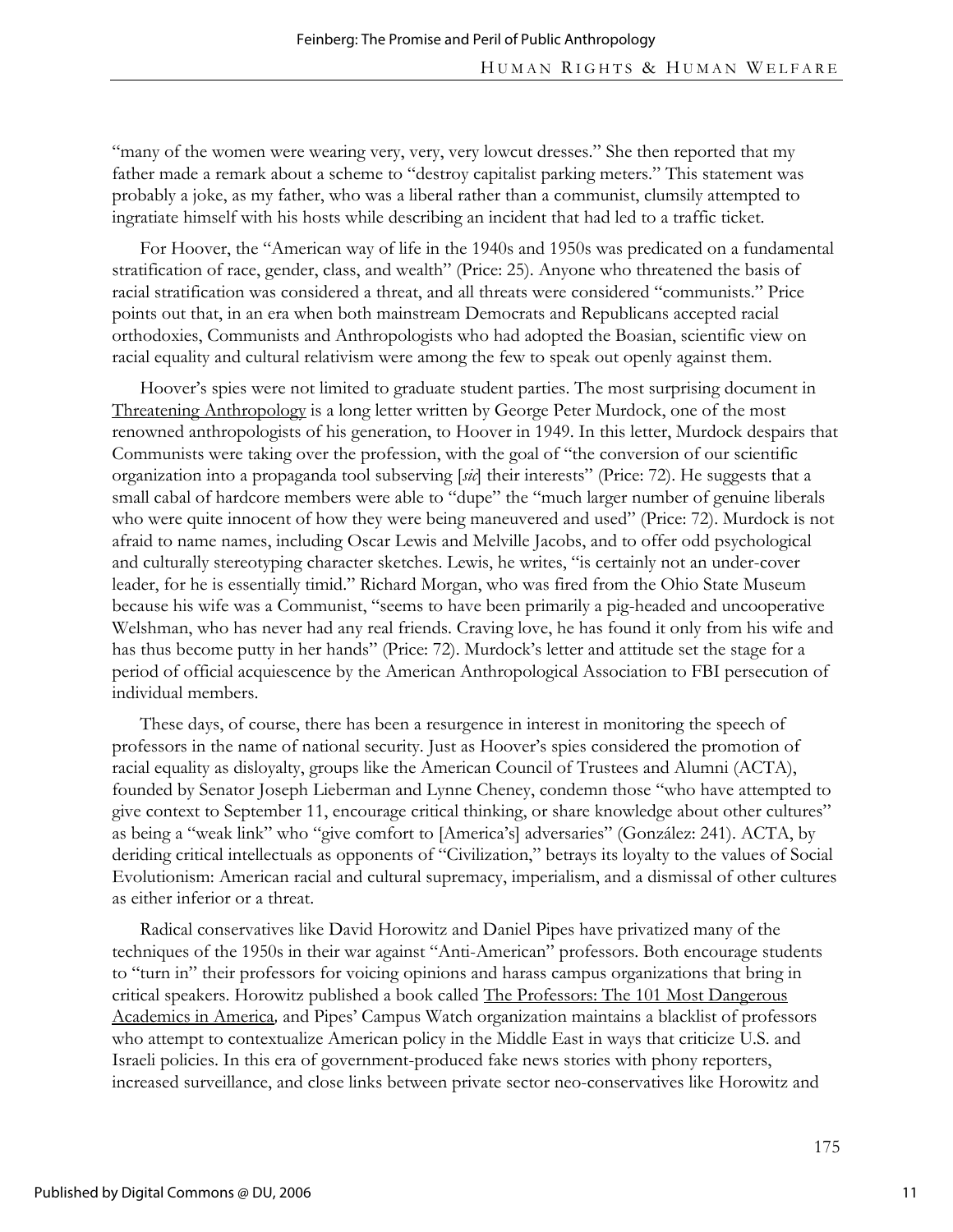"many of the women were wearing very, very, very lowcut dresses." She then reported that my father made a remark about a scheme to "destroy capitalist parking meters." This statement was probably a joke, as my father, who was a liberal rather than a communist, clumsily attempted to ingratiate himself with his hosts while describing an incident that had led to a traffic ticket.

For Hoover, the "American way of life in the 1940s and 1950s was predicated on a fundamental stratification of race, gender, class, and wealth" (Price: 25). Anyone who threatened the basis of racial stratification was considered a threat, and all threats were considered "communists." Price points out that, in an era when both mainstream Democrats and Republicans accepted racial orthodoxies, Communists and Anthropologists who had adopted the Boasian, scientific view on racial equality and cultural relativism were among the few to speak out openly against them.

Hoover's spies were not limited to graduate student parties. The most surprising document in Threatening Anthropology is a long letter written by George Peter Murdock, one of the most renowned anthropologists of his generation, to Hoover in 1949. In this letter, Murdock despairs that Communists were taking over the profession, with the goal of "the conversion of our scientific organization into a propaganda tool subserving [*sic*] their interests" (Price: 72). He suggests that a small cabal of hardcore members were able to "dupe" the "much larger number of genuine liberals who were quite innocent of how they were being maneuvered and used" (Price: 72). Murdock is not afraid to name names, including Oscar Lewis and Melville Jacobs, and to offer odd psychological and culturally stereotyping character sketches. Lewis, he writes, "is certainly not an under-cover leader, for he is essentially timid." Richard Morgan, who was fired from the Ohio State Museum because his wife was a Communist, "seems to have been primarily a pig-headed and uncooperative Welshman, who has never had any real friends. Craving love, he has found it only from his wife and has thus become putty in her hands" (Price: 72). Murdock's letter and attitude set the stage for a period of official acquiescence by the American Anthropological Association to FBI persecution of individual members.

These days, of course, there has been a resurgence in interest in monitoring the speech of professors in the name of national security. Just as Hoover's spies considered the promotion of racial equality as disloyalty, groups like the American Council of Trustees and Alumni (ACTA), founded by Senator Joseph Lieberman and Lynne Cheney, condemn those "who have attempted to give context to September 11, encourage critical thinking, or share knowledge about other cultures" as being a "weak link" who "give comfort to [America's] adversaries" (González: 241). ACTA, by deriding critical intellectuals as opponents of "Civilization," betrays its loyalty to the values of Social Evolutionism: American racial and cultural supremacy, imperialism, and a dismissal of other cultures as either inferior or a threat.

Radical conservatives like David Horowitz and Daniel Pipes have privatized many of the techniques of the 1950s in their war against "Anti-American" professors. Both encourage students to "turn in" their professors for voicing opinions and harass campus organizations that bring in critical speakers. Horowitz published a book called The Professors: The 101 Most Dangerous Academics in America, and Pipes' Campus Watch organization maintains a blacklist of professors who attempt to contextualize American policy in the Middle East in ways that criticize U.S. and Israeli policies. In this era of government-produced fake news stories with phony reporters, increased surveillance, and close links between private sector neo-conservatives like Horowitz and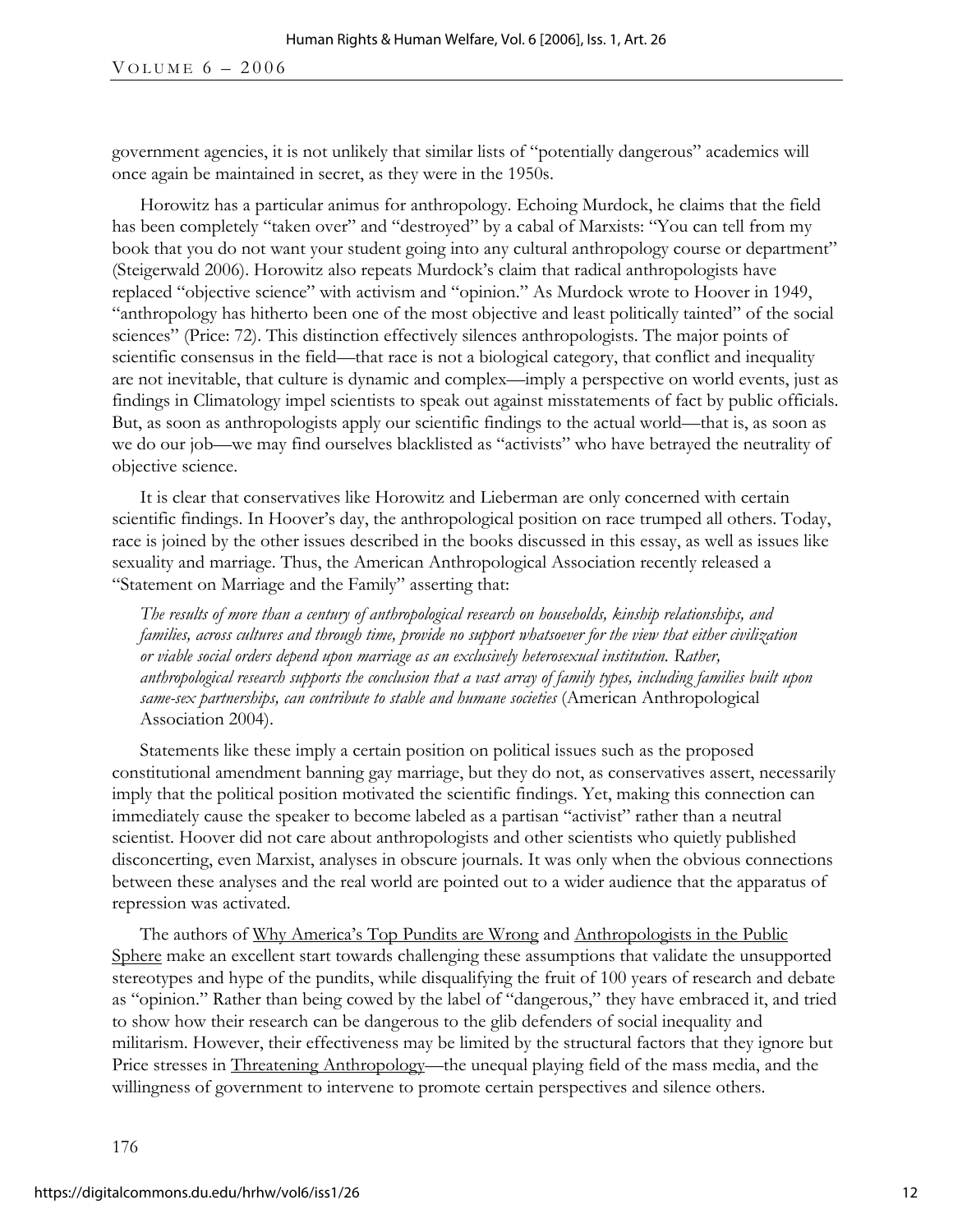government agencies, it is not unlikely that similar lists of "potentially dangerous" academics will once again be maintained in secret, as they were in the 1950s.

Horowitz has a particular animus for anthropology. Echoing Murdock, he claims that the field has been completely "taken over" and "destroyed" by a cabal of Marxists: "You can tell from my book that you do not want your student going into any cultural anthropology course or department" (Steigerwald 2006). Horowitz also repeats Murdock's claim that radical anthropologists have replaced "objective science" with activism and "opinion." As Murdock wrote to Hoover in 1949, "anthropology has hitherto been one of the most objective and least politically tainted" of the social sciences" (Price: 72). This distinction effectively silences anthropologists. The major points of scientific consensus in the field—that race is not a biological category, that conflict and inequality are not inevitable, that culture is dynamic and complex—imply a perspective on world events, just as findings in Climatology impel scientists to speak out against misstatements of fact by public officials. But, as soon as anthropologists apply our scientific findings to the actual world—that is, as soon as we do our job—we may find ourselves blacklisted as "activists" who have betrayed the neutrality of objective science.

It is clear that conservatives like Horowitz and Lieberman are only concerned with certain scientific findings. In Hoover's day, the anthropological position on race trumped all others. Today, race is joined by the other issues described in the books discussed in this essay, as well as issues like sexuality and marriage. Thus, the American Anthropological Association recently released a "Statement on Marriage and the Family" asserting that:

> *The results of more than a century of anthropological research on households, kinship relationships, and families, across cultures and through time, provide no support whatsoever for the view that either civilization or viable social orders depend upon marriage as an exclusively heterosexual institution. Rather, anthropological research supports the conclusion that a vast array of family types, including families built upon same-sex partnerships, can contribute to stable and humane societies* (American Anthropological Association 2004).

Statements like these imply a certain position on political issues such as the proposed constitutional amendment banning gay marriage, but they do not, as conservatives assert, necessarily imply that the political position motivated the scientific findings. Yet, making this connection can immediately cause the speaker to become labeled as a partisan "activist" rather than a neutral scientist. Hoover did not care about anthropologists and other scientists who quietly published disconcerting, even Marxist, analyses in obscure journals. It was only when the obvious connections between these analyses and the real world are pointed out to a wider audience that the apparatus of repression was activated.

The authors of Why America's Top Pundits are Wrong and Anthropologists in the Public Sphere make an excellent start towards challenging these assumptions that validate the unsupported stereotypes and hype of the pundits, while disqualifying the fruit of 100 years of research and debate as "opinion." Rather than being cowed by the label of "dangerous," they have embraced it, and tried to show how their research can be dangerous to the glib defenders of social inequality and militarism. However, their effectiveness may be limited by the structural factors that they ignore but Price stresses in Threatening Anthropology—the unequal playing field of the mass media, and the willingness of government to intervene to promote certain perspectives and silence others.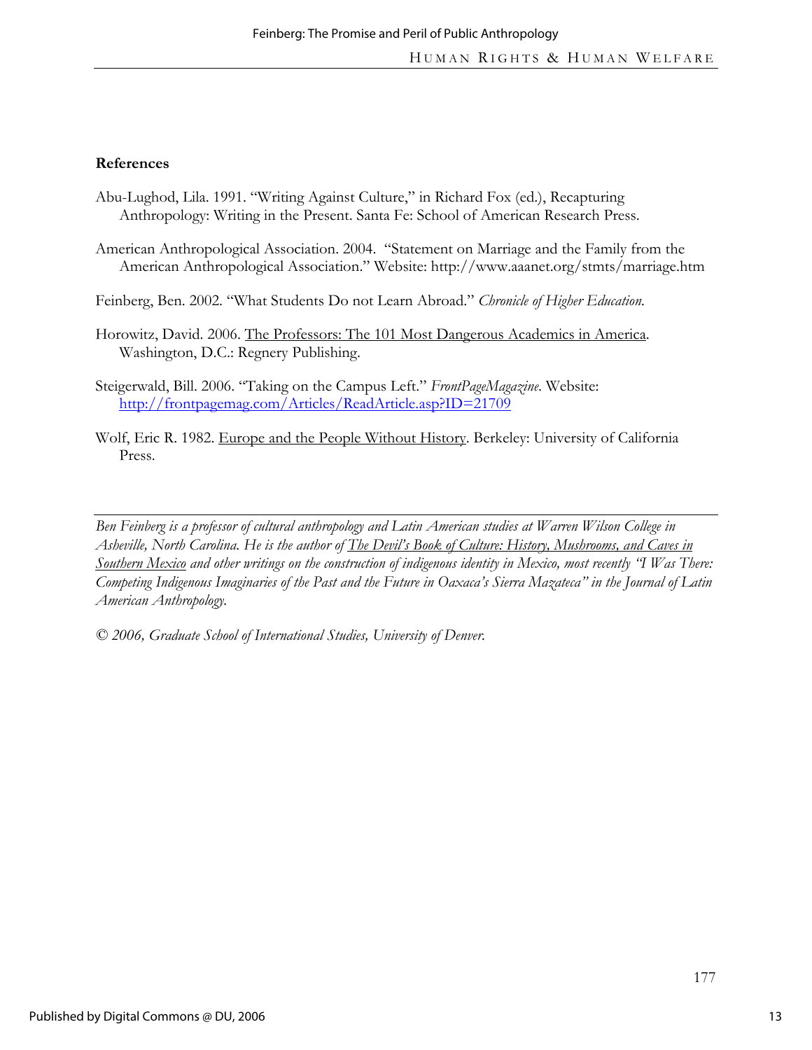**References**

Abu-Lughod, Lila. 1991. "Writing Against Culture," in Richard Fox (ed.), Recapturing Anthropology: Writing in the Present. Santa Fe: School of American Research Press.

American Anthropological Association. 2004. "Statement on Marriage and the Family from the American Anthropological Association." Website: http://www.aaanet.org/stmts/marriage.htm

Feinberg, Ben. 2002. "What Students Do not Learn Abroad." *Chronicle of Higher Education.*

Horowitz, David. 2006. The Professors: The 101 Most Dangerous Academics in America. Washington, D.C.: Regnery Publishing.

Steigerwald, Bill. 2006. "Taking on the Campus Left." *FrontPageMagazine.* Website: http://frontpagemag.com/Articles/ReadArticle.asp?ID=21709

Wolf, Eric R. 1982. Europe and the People Without History. Berkeley: University of California Press.

---

*Ben Feinberg is a professor of cultural anthropology and Latin American studies at Warren Wilson College in Asheville, North Carolina. He is the author of The Devil's Book of Culture: History, Mushrooms, and Caves in Southern Mexico and other writings on the construction of indigenous identity in Mexico, most recently "I Was There: Competing Indigenous Imaginaries of the Past and the Future in Oaxaca's Sierra Mazateca" in the Journal of Latin American Anthropology.*

*© 2006, Graduate School of International Studies, University of Denver.*